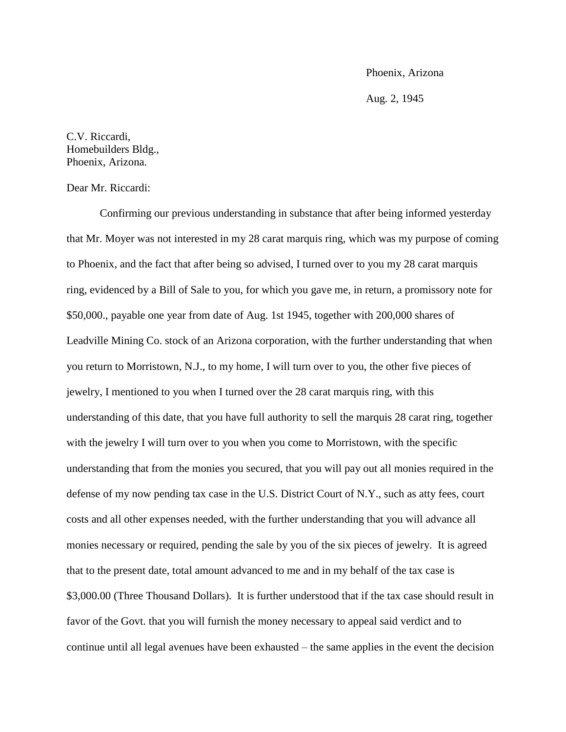Phoenix, Arizona

Aug. 2, 1945

C.V. Riccardi,
Homebuilders Bldg.,
Phoenix, Arizona.

Dear Mr. Riccardi:

Confirming our previous understanding in substance that after being informed yesterday that Mr. Moyer was not interested in my 28 carat marquis ring, which was my purpose of coming to Phoenix, and the fact that after being so advised, I turned over to you my 28 carat marquis ring, evidenced by a Bill of Sale to you, for which you gave me, in return, a promissory note for $50,000., payable one year from date of Aug. 1st 1945, together with 200,000 shares of Leadville Mining Co. stock of an Arizona corporation, with the further understanding that when you return to Morristown, N.J., to my home, I will turn over to you, the other five pieces of jewelry, I mentioned to you when I turned over the 28 carat marquis ring, with this understanding of this date, that you have full authority to sell the marquis 28 carat ring, together with the jewelry I will turn over to you when you come to Morristown, with the specific understanding that from the monies you secured, that you will pay out all monies required in the defense of my now pending tax case in the U.S. District Court of N.Y., such as atty fees, court costs and all other expenses needed, with the further understanding that you will advance all monies necessary or required, pending the sale by you of the six pieces of jewelry. It is agreed that to the present date, total amount advanced to me and in my behalf of the tax case is $3,000.00 (Three Thousand Dollars). It is further understood that if the tax case should result in favor of the Govt. that you will furnish the money necessary to appeal said verdict and to continue until all legal avenues have been exhausted – the same applies in the event the decision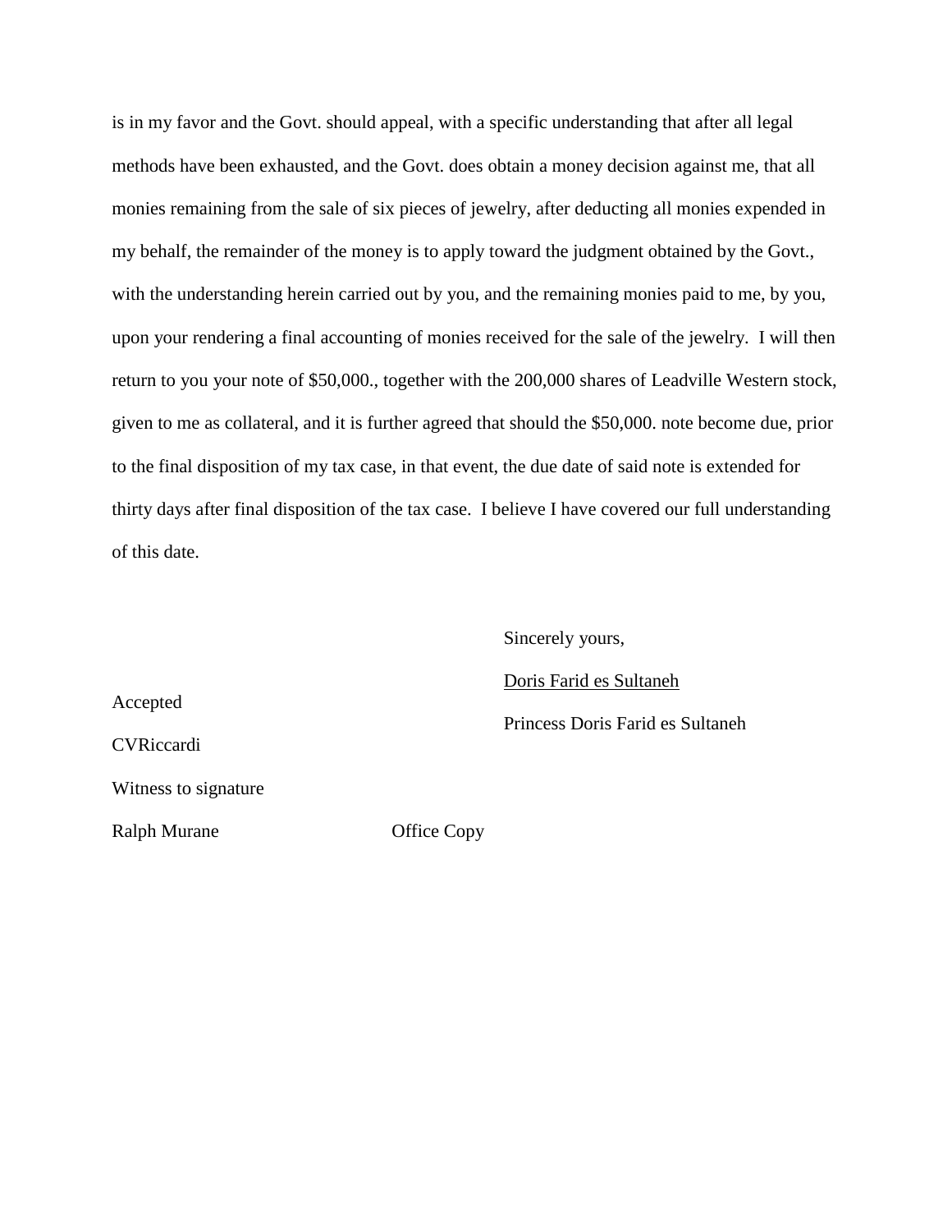is in my favor and the Govt. should appeal, with a specific understanding that after all legal methods have been exhausted, and the Govt. does obtain a money decision against me, that all monies remaining from the sale of six pieces of jewelry, after deducting all monies expended in my behalf, the remainder of the money is to apply toward the judgment obtained by the Govt., with the understanding herein carried out by you, and the remaining monies paid to me, by you, upon your rendering a final accounting of monies received for the sale of the jewelry. I will then return to you your note of $50,000., together with the 200,000 shares of Leadville Western stock, given to me as collateral, and it is further agreed that should the $50,000. note become due, prior to the final disposition of my tax case, in that event, the due date of said note is extended for thirty days after final disposition of the tax case. I believe I have covered our full understanding of this date.

Sincerely yours,

<u>Doris Farid es Sultaneh</u>

Princess Doris Farid es Sultaneh

Accepted

CVRiccardi

Witness to signature

Ralph Murane

Office Copy